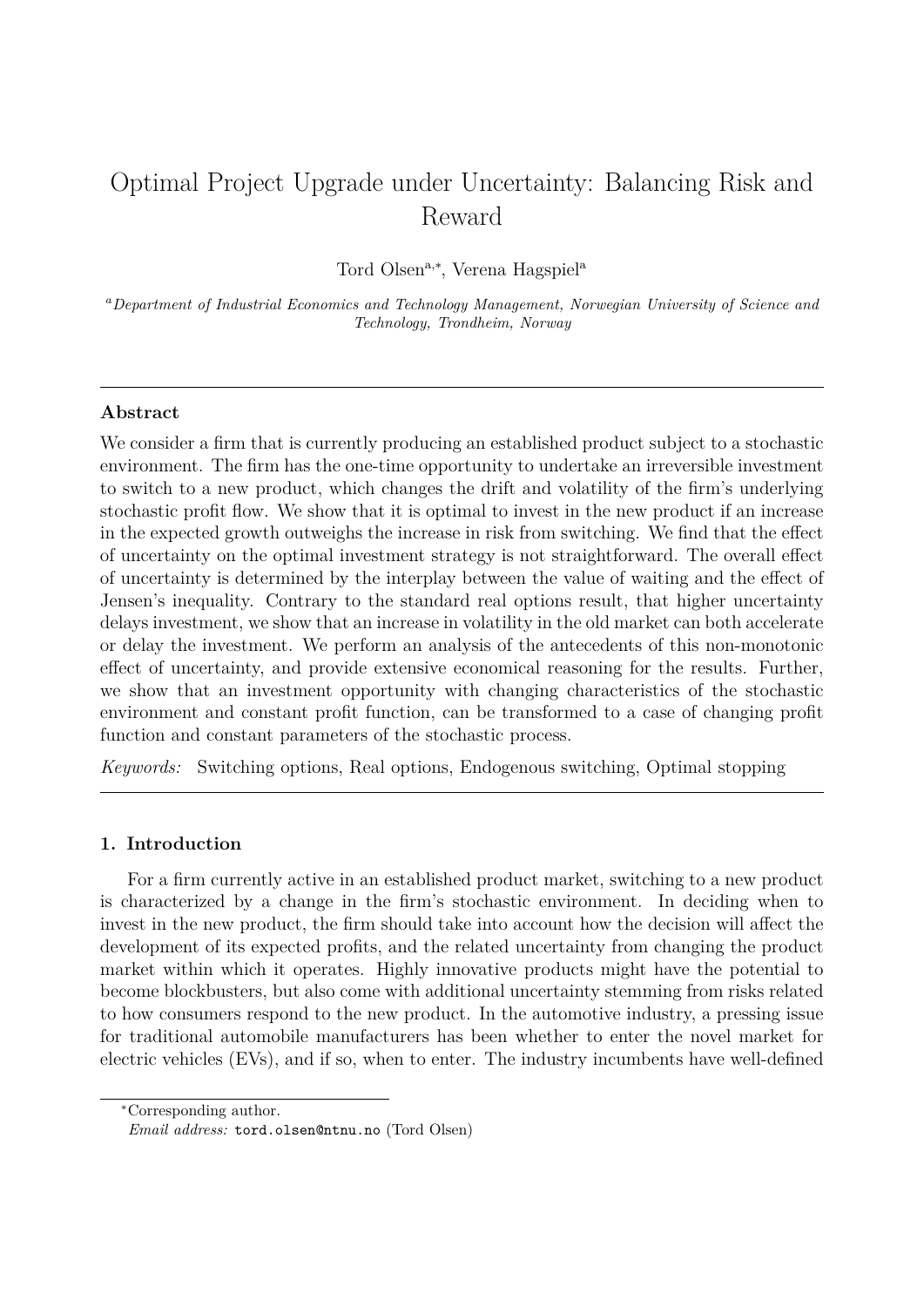# Optimal Project Upgrade under Uncertainty: Balancing Risk and Reward

Tord Olsen[a,*], Verena Hagspiel[a]

[a] *Department of Industrial Economics and Technology Management, Norwegian University of Science and Technology, Trondheim, Norway*

---

## Abstract

We consider a firm that is currently producing an established product subject to a stochastic environment. The firm has the one-time opportunity to undertake an irreversible investment to switch to a new product, which changes the drift and volatility of the firm's underlying stochastic profit flow. We show that it is optimal to invest in the new product if an increase in the expected growth outweighs the increase in risk from switching. We find that the effect of uncertainty on the optimal investment strategy is not straightforward. The overall effect of uncertainty is determined by the interplay between the value of waiting and the effect of Jensen's inequality. Contrary to the standard real options result, that higher uncertainty delays investment, we show that an increase in volatility in the old market can both accelerate or delay the investment. We perform an analysis of the antecedents of this non-monotonic effect of uncertainty, and provide extensive economical reasoning for the results. Further, we show that an investment opportunity with changing characteristics of the stochastic environment and constant profit function, can be transformed to a case of changing profit function and constant parameters of the stochastic process.

*Keywords:* Switching options, Real options, Endogenous switching, Optimal stopping

---

## 1. Introduction

For a firm currently active in an established product market, switching to a new product is characterized by a change in the firm's stochastic environment. In deciding when to invest in the new product, the firm should take into account how the decision will affect the development of its expected profits, and the related uncertainty from changing the product market within which it operates. Highly innovative products might have the potential to become blockbusters, but also come with additional uncertainty stemming from risks related to how consumers respond to the new product. In the automotive industry, a pressing issue for traditional automobile manufacturers has been whether to enter the novel market for electric vehicles (EVs), and if so, when to enter. The industry incumbents have well-defined

---

*Corresponding author.
*Email address:* tord.olsen@ntnu.no (Tord Olsen)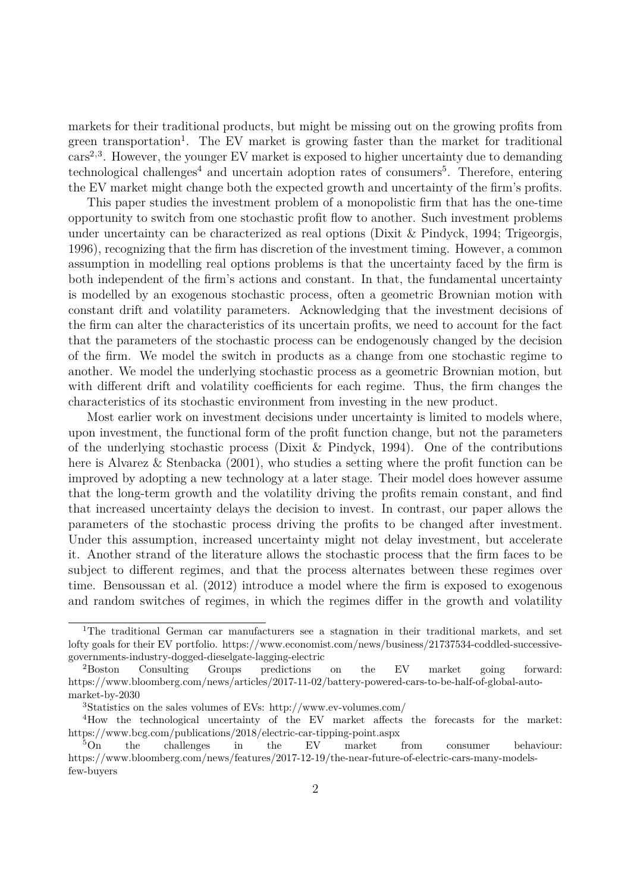markets for their traditional products, but might be missing out on the growing profits from green transportation[1]. The EV market is growing faster than the market for traditional cars[2,3]. However, the younger EV market is exposed to higher uncertainty due to demanding technological challenges[4] and uncertain adoption rates of consumers[5]. Therefore, entering the EV market might change both the expected growth and uncertainty of the firm's profits.

This paper studies the investment problem of a monopolistic firm that has the one-time opportunity to switch from one stochastic profit flow to another. Such investment problems under uncertainty can be characterized as real options (Dixit & Pindyck, 1994; Trigeorgis, 1996), recognizing that the firm has discretion of the investment timing. However, a common assumption in modelling real options problems is that the uncertainty faced by the firm is both independent of the firm's actions and constant. In that, the fundamental uncertainty is modelled by an exogenous stochastic process, often a geometric Brownian motion with constant drift and volatility parameters. Acknowledging that the investment decisions of the firm can alter the characteristics of its uncertain profits, we need to account for the fact that the parameters of the stochastic process can be endogenously changed by the decision of the firm. We model the switch in products as a change from one stochastic regime to another. We model the underlying stochastic process as a geometric Brownian motion, but with different drift and volatility coefficients for each regime. Thus, the firm changes the characteristics of its stochastic environment from investing in the new product.

Most earlier work on investment decisions under uncertainty is limited to models where, upon investment, the functional form of the profit function change, but not the parameters of the underlying stochastic process (Dixit & Pindyck, 1994). One of the contributions here is Alvarez & Stenbacka (2001), who studies a setting where the profit function can be improved by adopting a new technology at a later stage. Their model does however assume that the long-term growth and the volatility driving the profits remain constant, and find that increased uncertainty delays the decision to invest. In contrast, our paper allows the parameters of the stochastic process driving the profits to be changed after investment. Under this assumption, increased uncertainty might not delay investment, but accelerate it. Another strand of the literature allows the stochastic process that the firm faces to be subject to different regimes, and that the process alternates between these regimes over time. Bensoussan et al. (2012) introduce a model where the firm is exposed to exogenous and random switches of regimes, in which the regimes differ in the growth and volatility

---

[1] The traditional German car manufacturers see a stagnation in their traditional markets, and set lofty goals for their EV portfolio. https://www.economist.com/news/business/21737534-coddled-successive-governments-industry-dogged-dieselgate-lagging-electric

[2] Boston Consulting Groups predictions on the EV market going forward: https://www.bloomberg.com/news/articles/2017-11-02/battery-powered-cars-to-be-half-of-global-auto-market-by-2030

[3] Statistics on the sales volumes of EVs: http://www.ev-volumes.com/

[4] How the technological uncertainty of the EV market affects the forecasts for the market: https://www.bcg.com/publications/2018/electric-car-tipping-point.aspx

[5] On the challenges in the EV market from consumer behaviour: https://www.bloomberg.com/news/features/2017-12-19/the-near-future-of-electric-cars-many-models-few-buyers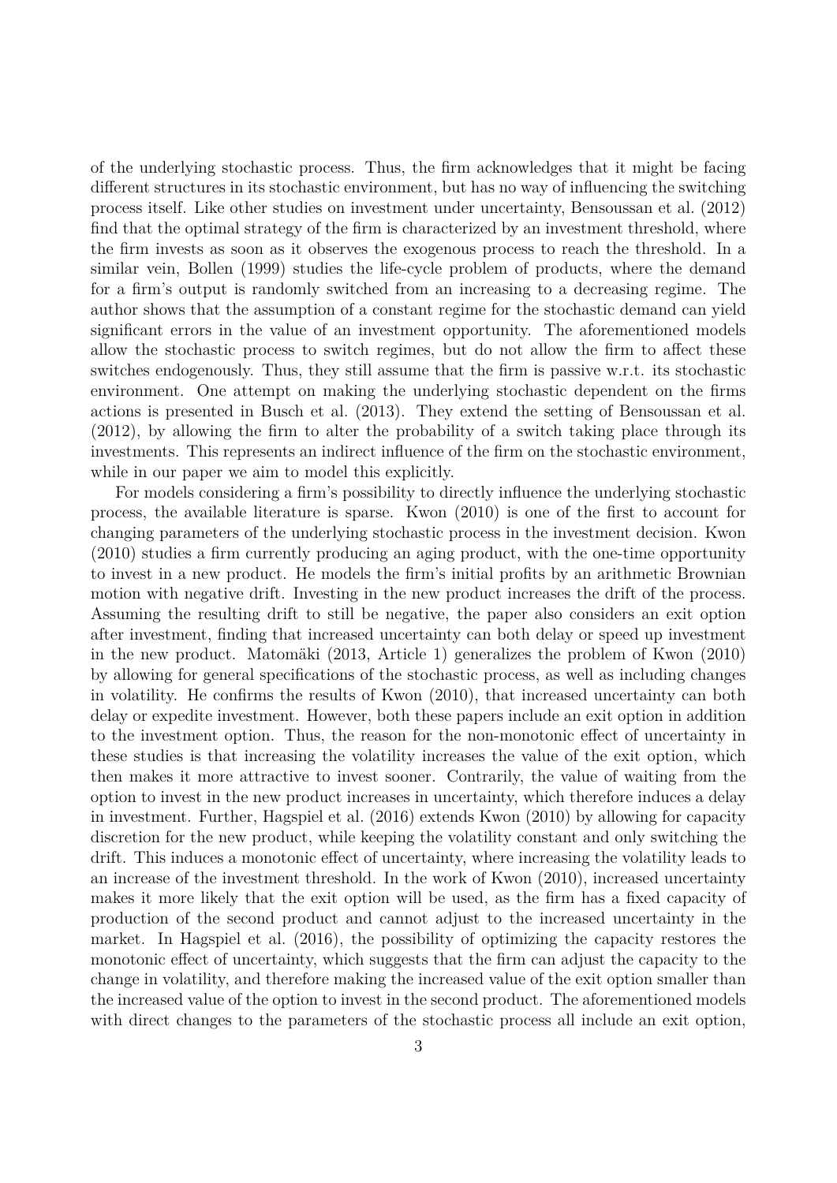of the underlying stochastic process. Thus, the firm acknowledges that it might be facing different structures in its stochastic environment, but has no way of influencing the switching process itself. Like other studies on investment under uncertainty, Bensoussan et al. (2012) find that the optimal strategy of the firm is characterized by an investment threshold, where the firm invests as soon as it observes the exogenous process to reach the threshold. In a similar vein, Bollen (1999) studies the life-cycle problem of products, where the demand for a firm's output is randomly switched from an increasing to a decreasing regime. The author shows that the assumption of a constant regime for the stochastic demand can yield significant errors in the value of an investment opportunity. The aforementioned models allow the stochastic process to switch regimes, but do not allow the firm to affect these switches endogenously. Thus, they still assume that the firm is passive w.r.t. its stochastic environment. One attempt on making the underlying stochastic dependent on the firms actions is presented in Busch et al. (2013). They extend the setting of Bensoussan et al. (2012), by allowing the firm to alter the probability of a switch taking place through its investments. This represents an indirect influence of the firm on the stochastic environment, while in our paper we aim to model this explicitly.

For models considering a firm's possibility to directly influence the underlying stochastic process, the available literature is sparse. Kwon (2010) is one of the first to account for changing parameters of the underlying stochastic process in the investment decision. Kwon (2010) studies a firm currently producing an aging product, with the one-time opportunity to invest in a new product. He models the firm's initial profits by an arithmetic Brownian motion with negative drift. Investing in the new product increases the drift of the process. Assuming the resulting drift to still be negative, the paper also considers an exit option after investment, finding that increased uncertainty can both delay or speed up investment in the new product. Matomäki (2013, Article 1) generalizes the problem of Kwon (2010) by allowing for general specifications of the stochastic process, as well as including changes in volatility. He confirms the results of Kwon (2010), that increased uncertainty can both delay or expedite investment. However, both these papers include an exit option in addition to the investment option. Thus, the reason for the non-monotonic effect of uncertainty in these studies is that increasing the volatility increases the value of the exit option, which then makes it more attractive to invest sooner. Contrarily, the value of waiting from the option to invest in the new product increases in uncertainty, which therefore induces a delay in investment. Further, Hagspiel et al. (2016) extends Kwon (2010) by allowing for capacity discretion for the new product, while keeping the volatility constant and only switching the drift. This induces a monotonic effect of uncertainty, where increasing the volatility leads to an increase of the investment threshold. In the work of Kwon (2010), increased uncertainty makes it more likely that the exit option will be used, as the firm has a fixed capacity of production of the second product and cannot adjust to the increased uncertainty in the market. In Hagspiel et al. (2016), the possibility of optimizing the capacity restores the monotonic effect of uncertainty, which suggests that the firm can adjust the capacity to the change in volatility, and therefore making the increased value of the exit option smaller than the increased value of the option to invest in the second product. The aforementioned models with direct changes to the parameters of the stochastic process all include an exit option,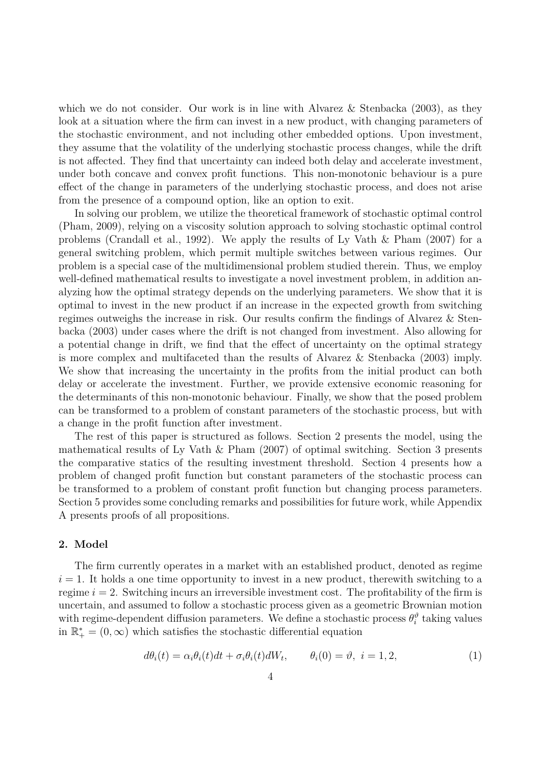which we do not consider. Our work is in line with Alvarez & Stenbacka (2003), as they look at a situation where the firm can invest in a new product, with changing parameters of the stochastic environment, and not including other embedded options. Upon investment, they assume that the volatility of the underlying stochastic process changes, while the drift is not affected. They find that uncertainty can indeed both delay and accelerate investment, under both concave and convex profit functions. This non-monotonic behaviour is a pure effect of the change in parameters of the underlying stochastic process, and does not arise from the presence of a compound option, like an option to exit.

In solving our problem, we utilize the theoretical framework of stochastic optimal control (Pham, 2009), relying on a viscosity solution approach to solving stochastic optimal control problems (Crandall et al., 1992). We apply the results of Ly Vath & Pham (2007) for a general switching problem, which permit multiple switches between various regimes. Our problem is a special case of the multidimensional problem studied therein. Thus, we employ well-defined mathematical results to investigate a novel investment problem, in addition analyzing how the optimal strategy depends on the underlying parameters. We show that it is optimal to invest in the new product if an increase in the expected growth from switching regimes outweighs the increase in risk. Our results confirm the findings of Alvarez & Stenbacka (2003) under cases where the drift is not changed from investment. Also allowing for a potential change in drift, we find that the effect of uncertainty on the optimal strategy is more complex and multifaceted than the results of Alvarez & Stenbacka (2003) imply. We show that increasing the uncertainty in the profits from the initial product can both delay or accelerate the investment. Further, we provide extensive economic reasoning for the determinants of this non-monotonic behaviour. Finally, we show that the posed problem can be transformed to a problem of constant parameters of the stochastic process, but with a change in the profit function after investment.

The rest of this paper is structured as follows. Section 2 presents the model, using the mathematical results of Ly Vath & Pham (2007) of optimal switching. Section 3 presents the comparative statics of the resulting investment threshold. Section 4 presents how a problem of changed profit function but constant parameters of the stochastic process can be transformed to a problem of constant profit function but changing process parameters. Section 5 provides some concluding remarks and possibilities for future work, while Appendix A presents proofs of all propositions.

## 2. Model

The firm currently operates in a market with an established product, denoted as regime $i = 1$. It holds a one time opportunity to invest in a new product, therewith switching to a regime $i = 2$. Switching incurs an irreversible investment cost. The profitability of the firm is uncertain, and assumed to follow a stochastic process given as a geometric Brownian motion with regime-dependent diffusion parameters. We define a stochastic process $\theta_i^\vartheta$ taking values in $\mathbb{R}_+^* = (0, \infty)$ which satisfies the stochastic differential equation

$$d\theta_i(t) = \alpha_i \theta_i(t)dt + \sigma_i \theta_i(t)dW_t, \qquad \theta_i(0) = \vartheta, \ i = 1, 2, \tag{1}$$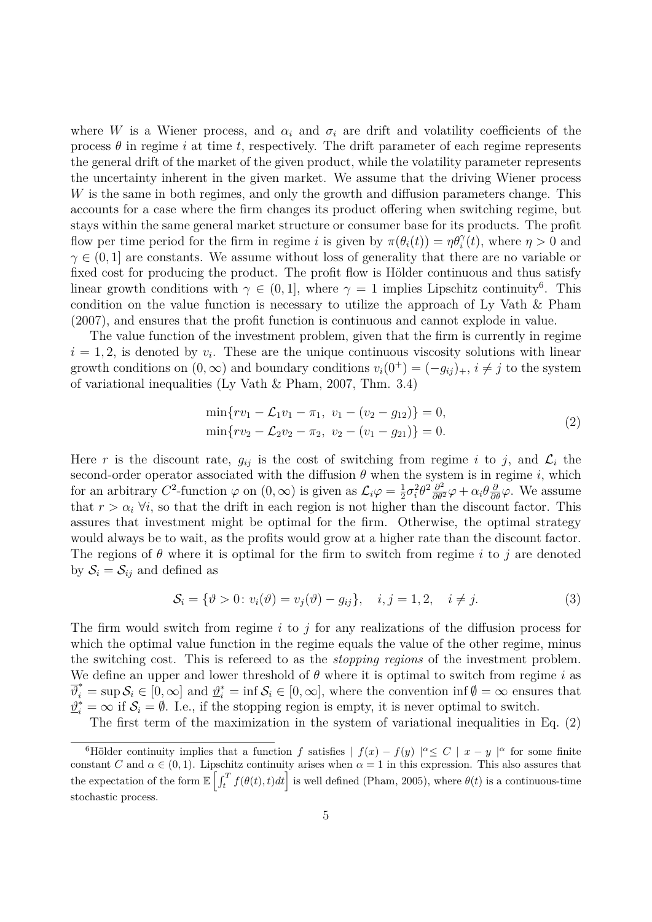where $W$ is a Wiener process, and $\alpha_i$ and $\sigma_i$ are drift and volatility coefficients of the process $\theta$ in regime $i$ at time $t$, respectively. The drift parameter of each regime represents the general drift of the market of the given product, while the volatility parameter represents the uncertainty inherent in the given market. We assume that the driving Wiener process $W$ is the same in both regimes, and only the growth and diffusion parameters change. This accounts for a case where the firm changes its product offering when switching regime, but stays within the same general market structure or consumer base for its products. The profit flow per time period for the firm in regime $i$ is given by $\pi(\theta_i(t)) = \eta\theta_i^{\gamma}(t)$, where $\eta > 0$ and $\gamma \in (0, 1]$ are constants. We assume without loss of generality that there are no variable or fixed cost for producing the product. The profit flow is Hölder continuous and thus satisfy linear growth conditions with $\gamma \in (0, 1]$, where $\gamma = 1$ implies Lipschitz continuity[6]. This condition on the value function is necessary to utilize the approach of Ly Vath & Pham (2007), and ensures that the profit function is continuous and cannot explode in value.

The value function of the investment problem, given that the firm is currently in regime $i = 1, 2$, is denoted by $v_i$. These are the unique continuous viscosity solutions with linear growth conditions on $(0, \infty)$ and boundary conditions $v_i(0^+) = (-g_{ij})_+$, $i \neq j$ to the system of variational inequalities (Ly Vath & Pham, 2007, Thm. 3.4)

$$
\begin{aligned}
&\min\{rv_1 - \mathcal{L}_1 v_1 - \pi_1,\ v_1 - (v_2 - g_{12})\} = 0, \\
&\min\{rv_2 - \mathcal{L}_2 v_2 - \pi_2,\ v_2 - (v_1 - g_{21})\} = 0.
\end{aligned}
\tag{2}
$$

Here $r$ is the discount rate, $g_{ij}$ is the cost of switching from regime $i$ to $j$, and $\mathcal{L}_i$ the second-order operator associated with the diffusion $\theta$ when the system is in regime $i$, which for an arbitrary $C^2$-function $\varphi$ on $(0, \infty)$ is given as $\mathcal{L}_i\varphi = \frac{1}{2}\sigma_i^2\theta^2\frac{\partial^2}{\partial\theta^2}\varphi + \alpha_i\theta\frac{\partial}{\partial\theta}\varphi$. We assume that $r > \alpha_i\ \forall i$, so that the drift in each region is not higher than the discount factor. This assures that investment might be optimal for the firm. Otherwise, the optimal strategy would always be to wait, as the profits would grow at a higher rate than the discount factor. The regions of $\theta$ where it is optimal for the firm to switch from regime $i$ to $j$ are denoted by $\mathcal{S}_i = \mathcal{S}_{ij}$ and defined as

$$
\mathcal{S}_i = \{\vartheta > 0\colon v_i(\vartheta) = v_j(\vartheta) - g_{ij}\}, \quad i, j = 1, 2, \quad i \neq j. \tag{3}
$$

The firm would switch from regime $i$ to $j$ for any realizations of the diffusion process for which the optimal value function in the regime equals the value of the other regime, minus the switching cost. This is refereed to as the *stopping regions* of the investment problem. We define an upper and lower threshold of $\theta$ where it is optimal to switch from regime $i$ as $\overline{\vartheta}_i^* = \sup\mathcal{S}_i \in [0, \infty]$ and $\underline{\vartheta}_i^* = \inf\mathcal{S}_i \in [0, \infty]$, where the convention $\inf\emptyset = \infty$ ensures that $\underline{\vartheta}_i^* = \infty$ if $\mathcal{S}_i = \emptyset$. I.e., if the stopping region is empty, it is never optimal to switch.

The first term of the maximization in the system of variational inequalities in Eq. (2)

[6] Hölder continuity implies that a function $f$ satisfies $| f(x) - f(y) |^{\alpha} \leq C \mid x - y \mid^{\alpha}$ for some finite constant $C$ and $\alpha \in (0, 1)$. Lipschitz continuity arises when $\alpha = 1$ in this expression. This also assures that the expectation of the form $\mathbb{E}\left[\int_t^T f(\theta(t), t)dt\right]$ is well defined (Pham, 2005), where $\theta(t)$ is a continuous-time stochastic process.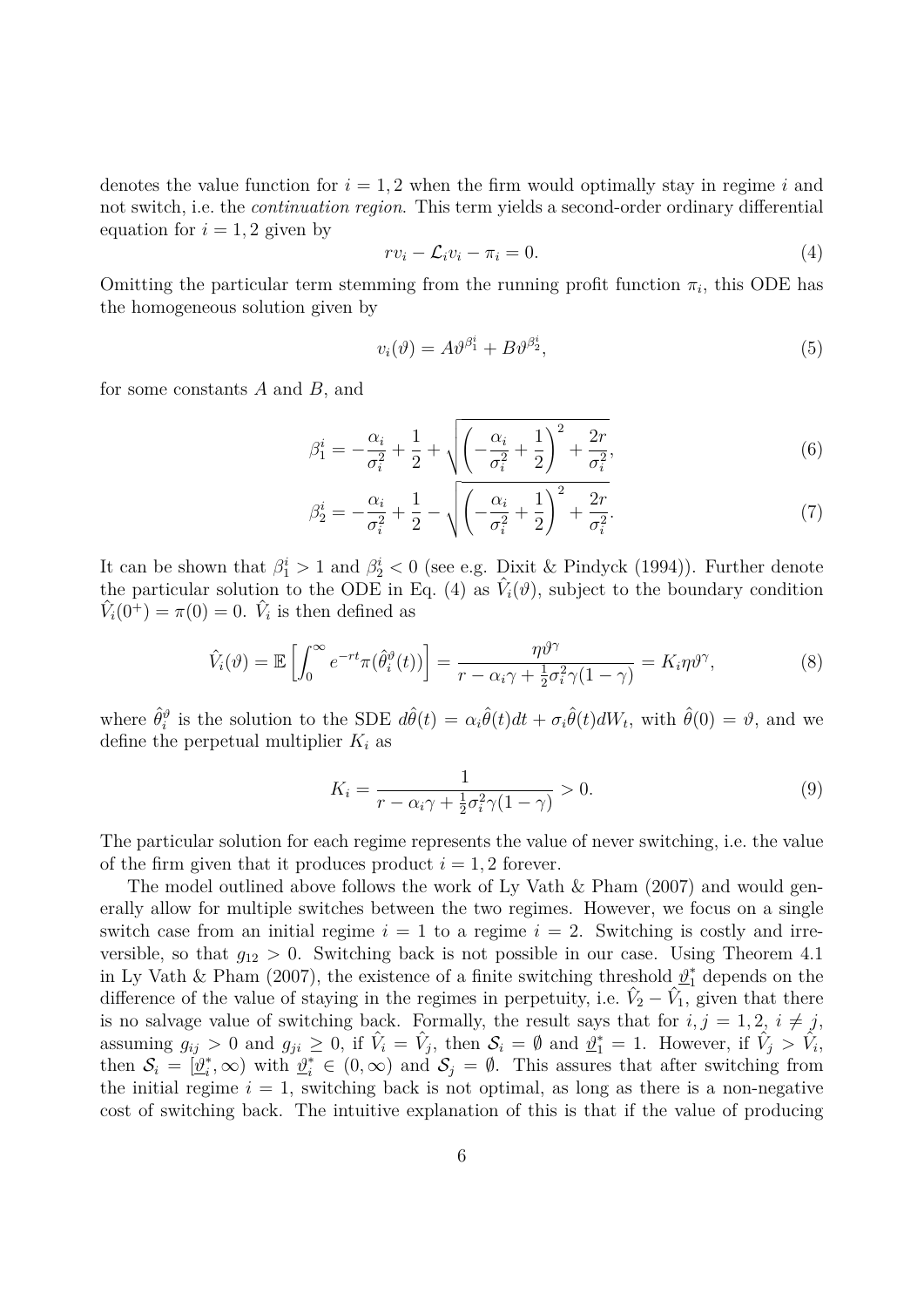denotes the value function for $i = 1, 2$ when the firm would optimally stay in regime $i$ and not switch, i.e. the *continuation region*. This term yields a second-order ordinary differential equation for $i = 1, 2$ given by

$$r v_i - \mathcal{L}_i v_i - \pi_i = 0. \tag{4}$$

Omitting the particular term stemming from the running profit function $\pi_i$, this ODE has the homogeneous solution given by

$$v_i(\vartheta) = A\vartheta^{\beta_1^i} + B\vartheta^{\beta_2^i}, \tag{5}$$

for some constants $A$ and $B$, and

$$\beta_1^i = -\frac{\alpha_i}{\sigma_i^2} + \frac{1}{2} + \sqrt{\left(-\frac{\alpha_i}{\sigma_i^2} + \frac{1}{2}\right)^2 + \frac{2r}{\sigma_i^2}}, \tag{6}$$

$$\beta_2^i = -\frac{\alpha_i}{\sigma_i^2} + \frac{1}{2} - \sqrt{\left(-\frac{\alpha_i}{\sigma_i^2} + \frac{1}{2}\right)^2 + \frac{2r}{\sigma_i^2}}. \tag{7}$$

It can be shown that $\beta_1^i > 1$ and $\beta_2^i < 0$ (see e.g. Dixit & Pindyck (1994)). Further denote the particular solution to the ODE in Eq. (4) as $\hat{V}_i(\vartheta)$, subject to the boundary condition $\hat{V}_i(0^+) = \pi(0) = 0$. $\hat{V}_i$ is then defined as

$$\hat{V}_i(\vartheta) = \mathbb{E}\left[\int_0^\infty e^{-rt}\pi(\hat{\theta}_i^\vartheta(t))\right] = \frac{\eta\vartheta^\gamma}{r - \alpha_i\gamma + \frac{1}{2}\sigma_i^2\gamma(1-\gamma)} = K_i\eta\vartheta^\gamma, \tag{8}$$

where $\hat{\theta}_i^\vartheta$ is the solution to the SDE $d\hat{\theta}(t) = \alpha_i\hat{\theta}(t)dt + \sigma_i\hat{\theta}(t)dW_t$, with $\hat{\theta}(0) = \vartheta$, and we define the perpetual multiplier $K_i$ as

$$K_i = \frac{1}{r - \alpha_i\gamma + \frac{1}{2}\sigma_i^2\gamma(1-\gamma)} > 0. \tag{9}$$

The particular solution for each regime represents the value of never switching, i.e. the value of the firm given that it produces product $i = 1, 2$ forever.

The model outlined above follows the work of Ly Vath & Pham (2007) and would generally allow for multiple switches between the two regimes. However, we focus on a single switch case from an initial regime $i = 1$ to a regime $i = 2$. Switching is costly and irreversible, so that $g_{12} > 0$. Switching back is not possible in our case. Using Theorem 4.1 in Ly Vath & Pham (2007), the existence of a finite switching threshold $\underline{\vartheta}_1^*$ depends on the difference of the value of staying in the regimes in perpetuity, i.e. $\hat{V}_2 - \hat{V}_1$, given that there is no salvage value of switching back. Formally, the result says that for $i, j = 1, 2,\ i \neq j$, assuming $g_{ij} > 0$ and $g_{ji} \geq 0$, if $\hat{V}_i = \hat{V}_j$, then $\mathcal{S}_i = \emptyset$ and $\underline{\vartheta}_1^* = 1$. However, if $\hat{V}_j > \hat{V}_i$, then $\mathcal{S}_i = [\underline{\vartheta}_i^*, \infty)$ with $\underline{\vartheta}_i^* \in (0, \infty)$ and $\mathcal{S}_j = \emptyset$. This assures that after switching from the initial regime $i = 1$, switching back is not optimal, as long as there is a non-negative cost of switching back. The intuitive explanation of this is that if the value of producing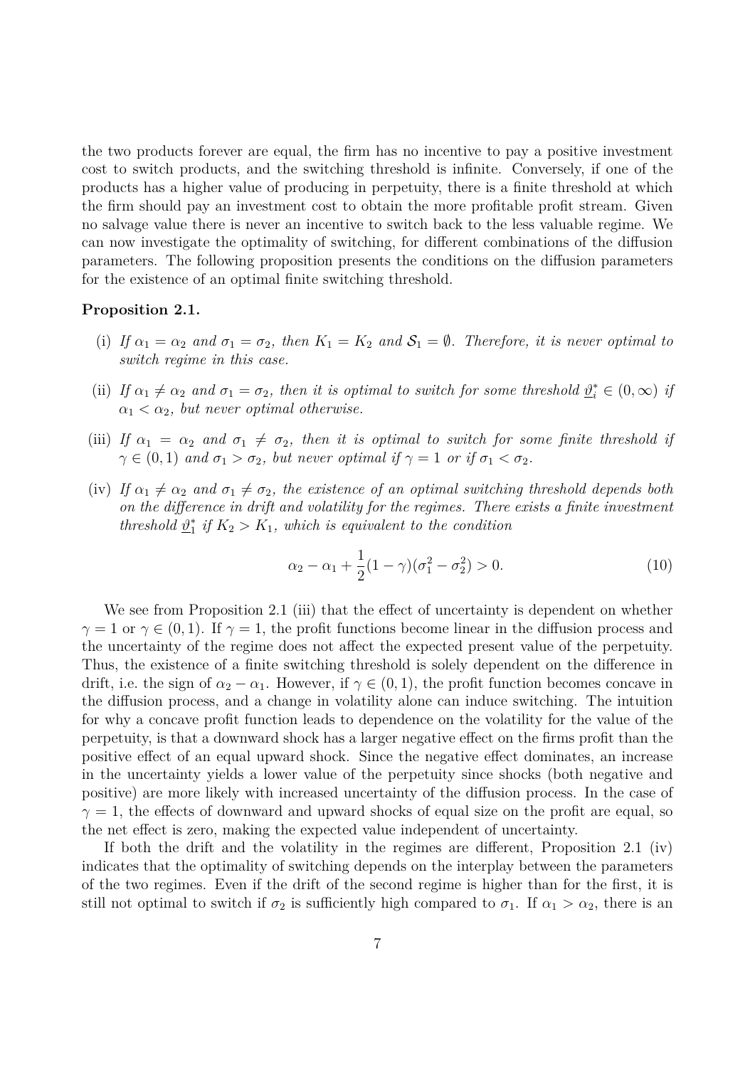the two products forever are equal, the firm has no incentive to pay a positive investment cost to switch products, and the switching threshold is infinite. Conversely, if one of the products has a higher value of producing in perpetuity, there is a finite threshold at which the firm should pay an investment cost to obtain the more profitable profit stream. Given no salvage value there is never an incentive to switch back to the less valuable regime. We can now investigate the optimality of switching, for different combinations of the diffusion parameters. The following proposition presents the conditions on the diffusion parameters for the existence of an optimal finite switching threshold.

**Proposition 2.1.**

(i) *If $\alpha_1 = \alpha_2$ and $\sigma_1 = \sigma_2$, then $K_1 = K_2$ and $\mathcal{S}_1 = \emptyset$. Therefore, it is never optimal to switch regime in this case.*

(ii) *If $\alpha_1 \neq \alpha_2$ and $\sigma_1 = \sigma_2$, then it is optimal to switch for some threshold $\underline{\vartheta}_i^* \in (0, \infty)$ if $\alpha_1 < \alpha_2$, but never optimal otherwise.*

(iii) *If $\alpha_1 = \alpha_2$ and $\sigma_1 \neq \sigma_2$, then it is optimal to switch for some finite threshold if $\gamma \in (0, 1)$ and $\sigma_1 > \sigma_2$, but never optimal if $\gamma = 1$ or if $\sigma_1 < \sigma_2$.*

(iv) *If $\alpha_1 \neq \alpha_2$ and $\sigma_1 \neq \sigma_2$, the existence of an optimal switching threshold depends both on the difference in drift and volatility for the regimes. There exists a finite investment threshold $\underline{\vartheta}_1^*$ if $K_2 > K_1$, which is equivalent to the condition*

$$\alpha_2 - \alpha_1 + \frac{1}{2}(1 - \gamma)(\sigma_1^2 - \sigma_2^2) > 0. \tag{10}$$

We see from Proposition 2.1 (iii) that the effect of uncertainty is dependent on whether $\gamma = 1$ or $\gamma \in (0, 1)$. If $\gamma = 1$, the profit functions become linear in the diffusion process and the uncertainty of the regime does not affect the expected present value of the perpetuity. Thus, the existence of a finite switching threshold is solely dependent on the difference in drift, i.e. the sign of $\alpha_2 - \alpha_1$. However, if $\gamma \in (0, 1)$, the profit function becomes concave in the diffusion process, and a change in volatility alone can induce switching. The intuition for why a concave profit function leads to dependence on the volatility for the value of the perpetuity, is that a downward shock has a larger negative effect on the firms profit than the positive effect of an equal upward shock. Since the negative effect dominates, an increase in the uncertainty yields a lower value of the perpetuity since shocks (both negative and positive) are more likely with increased uncertainty of the diffusion process. In the case of $\gamma = 1$, the effects of downward and upward shocks of equal size on the profit are equal, so the net effect is zero, making the expected value independent of uncertainty.

If both the drift and the volatility in the regimes are different, Proposition 2.1 (iv) indicates that the optimality of switching depends on the interplay between the parameters of the two regimes. Even if the drift of the second regime is higher than for the first, it is still not optimal to switch if $\sigma_2$ is sufficiently high compared to $\sigma_1$. If $\alpha_1 > \alpha_2$, there is an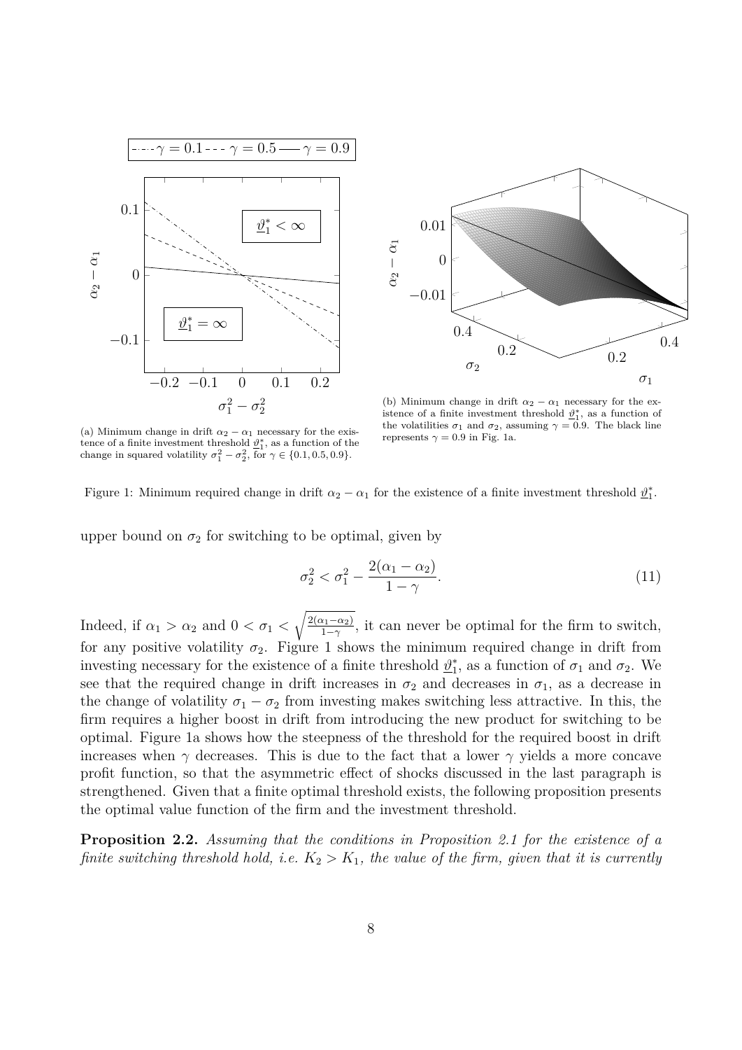(a) Minimum change in drift $\alpha_2 - \alpha_1$ necessary for the existence of a finite investment threshold $\underline{\vartheta}_1^*$, as a function of the change in squared volatility $\sigma_1^2 - \sigma_2^2$, for $\gamma \in \{0.1, 0.5, 0.9\}$.

(b) Minimum change in drift $\alpha_2 - \alpha_1$ necessary for the existence of a finite investment threshold $\underline{\vartheta}_1^*$, as a function of the volatilities $\sigma_1$ and $\sigma_2$, assuming $\gamma = 0.9$. The black line represents $\gamma = 0.9$ in Fig. 1a.

Figure 1: Minimum required change in drift $\alpha_2 - \alpha_1$ for the existence of a finite investment threshold $\underline{\vartheta}_1^*$.

upper bound on $\sigma_2$ for switching to be optimal, given by

$$\sigma_2^2 < \sigma_1^2 - \frac{2(\alpha_1 - \alpha_2)}{1 - \gamma}. \tag{11}$$

Indeed, if $\alpha_1 > \alpha_2$ and $0 < \sigma_1 < \sqrt{\frac{2(\alpha_1 - \alpha_2)}{1-\gamma}}$, it can never be optimal for the firm to switch, for any positive volatility $\sigma_2$. Figure 1 shows the minimum required change in drift from investing necessary for the existence of a finite threshold $\underline{\vartheta}_1^*$, as a function of $\sigma_1$ and $\sigma_2$. We see that the required change in drift increases in $\sigma_2$ and decreases in $\sigma_1$, as a decrease in the change of volatility $\sigma_1 - \sigma_2$ from investing makes switching less attractive. In this, the firm requires a higher boost in drift from introducing the new product for switching to be optimal. Figure 1a shows how the steepness of the threshold for the required boost in drift increases when $\gamma$ decreases. This is due to the fact that a lower $\gamma$ yields a more concave profit function, so that the asymmetric effect of shocks discussed in the last paragraph is strengthened. Given that a finite optimal threshold exists, the following proposition presents the optimal value function of the firm and the investment threshold.

**Proposition 2.2.** *Assuming that the conditions in Proposition 2.1 for the existence of a finite switching threshold hold, i.e. $K_2 > K_1$, the value of the firm, given that it is currently*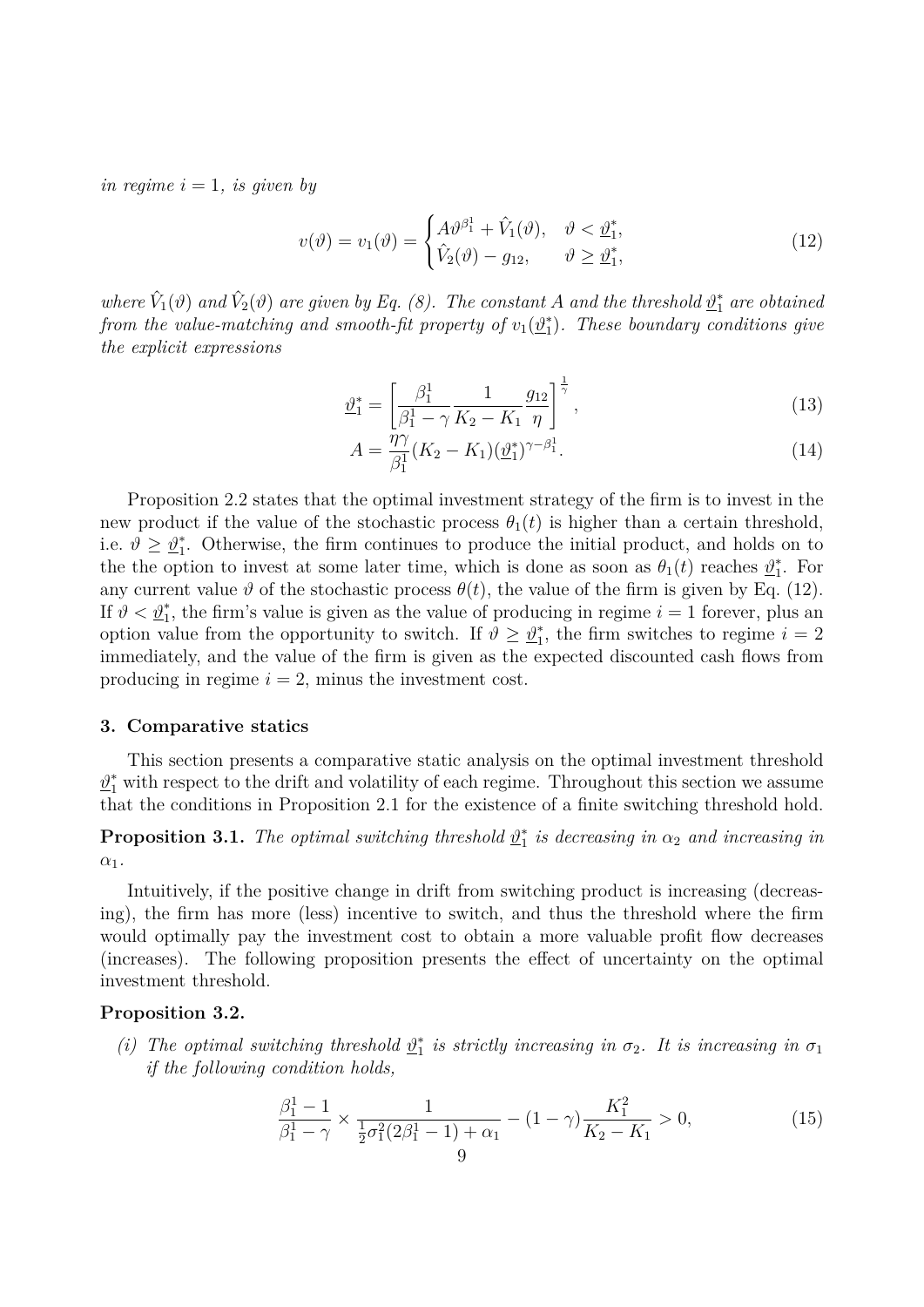*in regime $i = 1$, is given by*

$$v(\vartheta) = v_1(\vartheta) = \begin{cases} A\vartheta^{\beta_1^1} + \hat{V}_1(\vartheta), & \vartheta < \underline{\vartheta}_1^*, \\ \hat{V}_2(\vartheta) - g_{12}, & \vartheta \geq \underline{\vartheta}_1^*, \end{cases} \tag{12}$$

*where $\hat{V}_1(\vartheta)$ and $\hat{V}_2(\vartheta)$ are given by Eq. (8). The constant $A$ and the threshold $\underline{\vartheta}_1^*$ are obtained from the value-matching and smooth-fit property of $v_1(\underline{\vartheta}_1^*)$. These boundary conditions give the explicit expressions*

$$\underline{\vartheta}_1^* = \left[ \frac{\beta_1^1}{\beta_1^1 - \gamma} \frac{1}{K_2 - K_1} \frac{g_{12}}{\eta} \right]^{\frac{1}{\gamma}}, \tag{13}$$

$$A = \frac{\eta\gamma}{\beta_1^1}(K_2 - K_1)(\underline{\vartheta}_1^*)^{\gamma - \beta_1^1}. \tag{14}$$

Proposition 2.2 states that the optimal investment strategy of the firm is to invest in the new product if the value of the stochastic process $\theta_1(t)$ is higher than a certain threshold, i.e. $\vartheta \geq \underline{\vartheta}_1^*$. Otherwise, the firm continues to produce the initial product, and holds on to the the option to invest at some later time, which is done as soon as $\theta_1(t)$ reaches $\underline{\vartheta}_1^*$. For any current value $\vartheta$ of the stochastic process $\theta(t)$, the value of the firm is given by Eq. (12). If $\vartheta < \underline{\vartheta}_1^*$, the firm's value is given as the value of producing in regime $i = 1$ forever, plus an option value from the opportunity to switch. If $\vartheta \geq \underline{\vartheta}_1^*$, the firm switches to regime $i = 2$ immediately, and the value of the firm is given as the expected discounted cash flows from producing in regime $i = 2$, minus the investment cost.

## 3. Comparative statics

This section presents a comparative static analysis on the optimal investment threshold $\underline{\vartheta}_1^*$ with respect to the drift and volatility of each regime. Throughout this section we assume that the conditions in Proposition 2.1 for the existence of a finite switching threshold hold.

**Proposition 3.1.** *The optimal switching threshold $\underline{\vartheta}_1^*$ is decreasing in $\alpha_2$ and increasing in $\alpha_1$.*

Intuitively, if the positive change in drift from switching product is increasing (decreasing), the firm has more (less) incentive to switch, and thus the threshold where the firm would optimally pay the investment cost to obtain a more valuable profit flow decreases (increases). The following proposition presents the effect of uncertainty on the optimal investment threshold.

**Proposition 3.2.**

*(i) The optimal switching threshold $\underline{\vartheta}_1^*$ is strictly increasing in $\sigma_2$. It is increasing in $\sigma_1$ if the following condition holds,*

$$\frac{\beta_1^1 - 1}{\beta_1^1 - \gamma} \times \frac{1}{\frac{1}{2}\sigma_1^2(2\beta_1^1 - 1) + \alpha_1} - (1 - \gamma)\frac{K_1^2}{K_2 - K_1} > 0, \tag{15}$$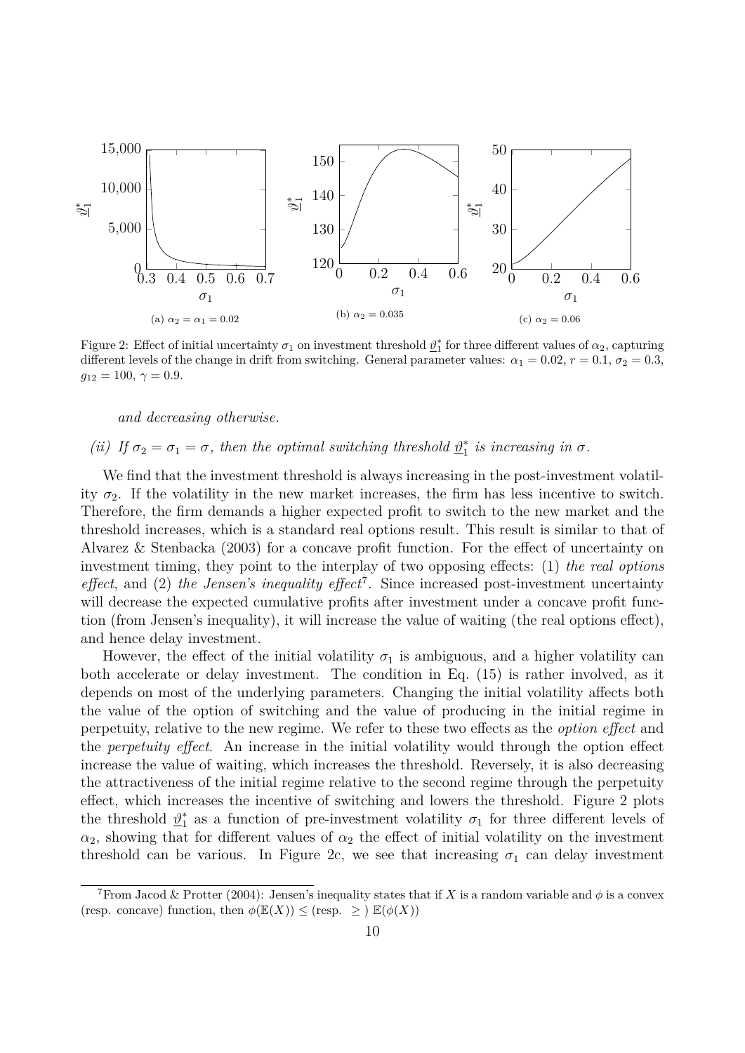(a) $\alpha_2 = \alpha_1 = 0.02$

(b) $\alpha_2 = 0.035$

(c) $\alpha_2 = 0.06$

Figure 2: Effect of initial uncertainty $\sigma_1$ on investment threshold $\underline{\vartheta}_1^*$ for three different values of $\alpha_2$, capturing different levels of the change in drift from switching. General parameter values: $\alpha_1 = 0.02$, $r = 0.1$, $\sigma_2 = 0.3$, $g_{12} = 100$, $\gamma = 0.9$.

*and decreasing otherwise.*

*(ii) If $\sigma_2 = \sigma_1 = \sigma$, then the optimal switching threshold $\underline{\vartheta}_1^*$ is increasing in $\sigma$.*

We find that the investment threshold is always increasing in the post-investment volatility $\sigma_2$. If the volatility in the new market increases, the firm has less incentive to switch. Therefore, the firm demands a higher expected profit to switch to the new market and the threshold increases, which is a standard real options result. This result is similar to that of Alvarez & Stenbacka (2003) for a concave profit function. For the effect of uncertainty on investment timing, they point to the interplay of two opposing effects: (1) *the real options effect*, and (2) *the Jensen's inequality effect*[7]. Since increased post-investment uncertainty will decrease the expected cumulative profits after investment under a concave profit function (from Jensen's inequality), it will increase the value of waiting (the real options effect), and hence delay investment.

However, the effect of the initial volatility $\sigma_1$ is ambiguous, and a higher volatility can both accelerate or delay investment. The condition in Eq. (15) is rather involved, as it depends on most of the underlying parameters. Changing the initial volatility affects both the value of the option of switching and the value of producing in the initial regime in perpetuity, relative to the new regime. We refer to these two effects as the *option effect* and the *perpetuity effect*. An increase in the initial volatility would through the option effect increase the value of waiting, which increases the threshold. Reversely, it is also decreasing the attractiveness of the initial regime relative to the second regime through the perpetuity effect, which increases the incentive of switching and lowers the threshold. Figure 2 plots the threshold $\underline{\vartheta}_1^*$ as a function of pre-investment volatility $\sigma_1$ for three different levels of $\alpha_2$, showing that for different values of $\alpha_2$ the effect of initial volatility on the investment threshold can be various. In Figure 2c, we see that increasing $\sigma_1$ can delay investment

[7] From Jacod & Protter (2004): Jensen's inequality states that if $X$ is a random variable and $\phi$ is a convex (resp. concave) function, then $\phi(\mathbb{E}(X)) \leq$ (resp. $\geq$ ) $\mathbb{E}(\phi(X))$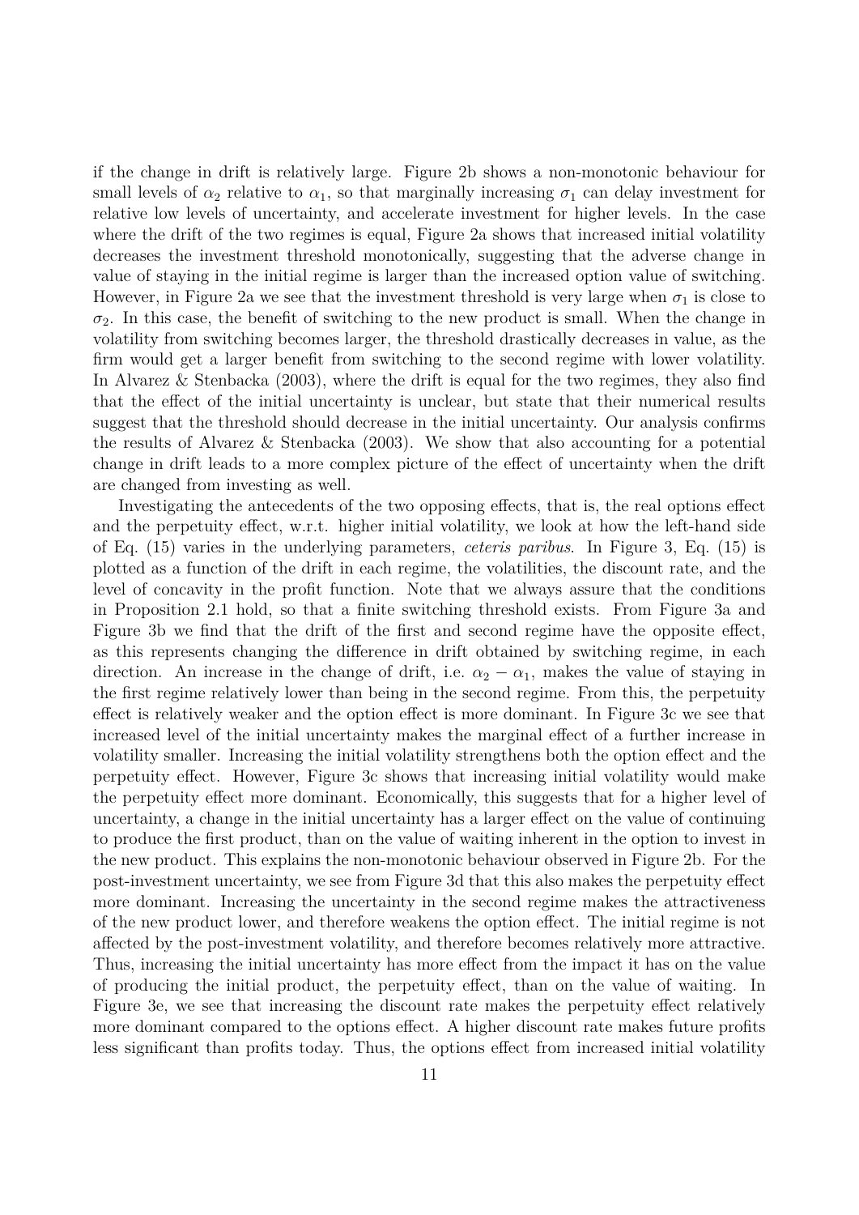if the change in drift is relatively large. Figure 2b shows a non-monotonic behaviour for small levels of $\alpha_2$ relative to $\alpha_1$, so that marginally increasing $\sigma_1$ can delay investment for relative low levels of uncertainty, and accelerate investment for higher levels. In the case where the drift of the two regimes is equal, Figure 2a shows that increased initial volatility decreases the investment threshold monotonically, suggesting that the adverse change in value of staying in the initial regime is larger than the increased option value of switching. However, in Figure 2a we see that the investment threshold is very large when $\sigma_1$ is close to $\sigma_2$. In this case, the benefit of switching to the new product is small. When the change in volatility from switching becomes larger, the threshold drastically decreases in value, as the firm would get a larger benefit from switching to the second regime with lower volatility. In Alvarez & Stenbacka (2003), where the drift is equal for the two regimes, they also find that the effect of the initial uncertainty is unclear, but state that their numerical results suggest that the threshold should decrease in the initial uncertainty. Our analysis confirms the results of Alvarez & Stenbacka (2003). We show that also accounting for a potential change in drift leads to a more complex picture of the effect of uncertainty when the drift are changed from investing as well.

Investigating the antecedents of the two opposing effects, that is, the real options effect and the perpetuity effect, w.r.t. higher initial volatility, we look at how the left-hand side of Eq. (15) varies in the underlying parameters, *ceteris paribus*. In Figure 3, Eq. (15) is plotted as a function of the drift in each regime, the volatilities, the discount rate, and the level of concavity in the profit function. Note that we always assure that the conditions in Proposition 2.1 hold, so that a finite switching threshold exists. From Figure 3a and Figure 3b we find that the drift of the first and second regime have the opposite effect, as this represents changing the difference in drift obtained by switching regime, in each direction. An increase in the change of drift, i.e. $\alpha_2 - \alpha_1$, makes the value of staying in the first regime relatively lower than being in the second regime. From this, the perpetuity effect is relatively weaker and the option effect is more dominant. In Figure 3c we see that increased level of the initial uncertainty makes the marginal effect of a further increase in volatility smaller. Increasing the initial volatility strengthens both the option effect and the perpetuity effect. However, Figure 3c shows that increasing initial volatility would make the perpetuity effect more dominant. Economically, this suggests that for a higher level of uncertainty, a change in the initial uncertainty has a larger effect on the value of continuing to produce the first product, than on the value of waiting inherent in the option to invest in the new product. This explains the non-monotonic behaviour observed in Figure 2b. For the post-investment uncertainty, we see from Figure 3d that this also makes the perpetuity effect more dominant. Increasing the uncertainty in the second regime makes the attractiveness of the new product lower, and therefore weakens the option effect. The initial regime is not affected by the post-investment volatility, and therefore becomes relatively more attractive. Thus, increasing the initial uncertainty has more effect from the impact it has on the value of producing the initial product, the perpetuity effect, than on the value of waiting. In Figure 3e, we see that increasing the discount rate makes the perpetuity effect relatively more dominant compared to the options effect. A higher discount rate makes future profits less significant than profits today. Thus, the options effect from increased initial volatility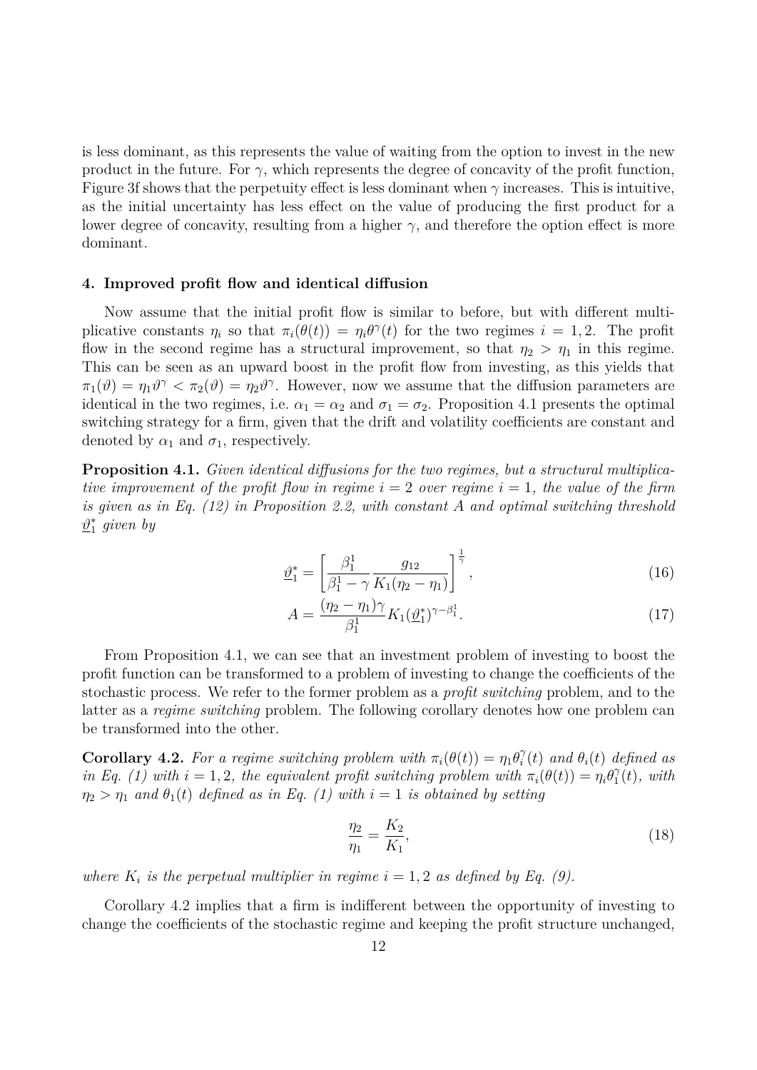is less dominant, as this represents the value of waiting from the option to invest in the new product in the future. For $\gamma$, which represents the degree of concavity of the profit function, Figure 3f shows that the perpetuity effect is less dominant when $\gamma$ increases. This is intuitive, as the initial uncertainty has less effect on the value of producing the first product for a lower degree of concavity, resulting from a higher $\gamma$, and therefore the option effect is more dominant.

### 4. Improved profit flow and identical diffusion

Now assume that the initial profit flow is similar to before, but with different multiplicative constants $\eta_i$ so that $\pi_i(\theta(t)) = \eta_i \theta^\gamma(t)$ for the two regimes $i = 1, 2$. The profit flow in the second regime has a structural improvement, so that $\eta_2 > \eta_1$ in this regime. This can be seen as an upward boost in the profit flow from investing, as this yields that $\pi_1(\vartheta) = \eta_1 \vartheta^\gamma < \pi_2(\vartheta) = \eta_2 \vartheta^\gamma$. However, now we assume that the diffusion parameters are identical in the two regimes, i.e. $\alpha_1 = \alpha_2$ and $\sigma_1 = \sigma_2$. Proposition 4.1 presents the optimal switching strategy for a firm, given that the drift and volatility coefficients are constant and denoted by $\alpha_1$ and $\sigma_1$, respectively.

**Proposition 4.1.** *Given identical diffusions for the two regimes, but a structural multiplicative improvement of the profit flow in regime $i = 2$ over regime $i = 1$, the value of the firm is given as in Eq. (12) in Proposition 2.2, with constant $A$ and optimal switching threshold $\underline{\vartheta}_1^*$ given by*

$$\underline{\vartheta}_1^* = \left[ \frac{\beta_1^1}{\beta_1^1 - \gamma} \frac{g_{12}}{K_1(\eta_2 - \eta_1)} \right]^{\frac{1}{\gamma}}, \tag{16}$$

$$A = \frac{(\eta_2 - \eta_1)\gamma}{\beta_1^1} K_1 (\underline{\vartheta}_1^*)^{\gamma - \beta_1^1}. \tag{17}$$

From Proposition 4.1, we can see that an investment problem of investing to boost the profit function can be transformed to a problem of investing to change the coefficients of the stochastic process. We refer to the former problem as a *profit switching* problem, and to the latter as a *regime switching* problem. The following corollary denotes how one problem can be transformed into the other.

**Corollary 4.2.** *For a regime switching problem with $\pi_i(\theta(t)) = \eta_1 \theta_i^\gamma(t)$ and $\theta_i(t)$ defined as in Eq. (1) with $i = 1, 2$, the equivalent profit switching problem with $\pi_i(\theta(t)) = \eta_i \theta_1^\gamma(t)$, with $\eta_2 > \eta_1$ and $\theta_1(t)$ defined as in Eq. (1) with $i = 1$ is obtained by setting*

$$\frac{\eta_2}{\eta_1} = \frac{K_2}{K_1}, \tag{18}$$

*where $K_i$ is the perpetual multiplier in regime $i = 1, 2$ as defined by Eq. (9).*

Corollary 4.2 implies that a firm is indifferent between the opportunity of investing to change the coefficients of the stochastic regime and keeping the profit structure unchanged,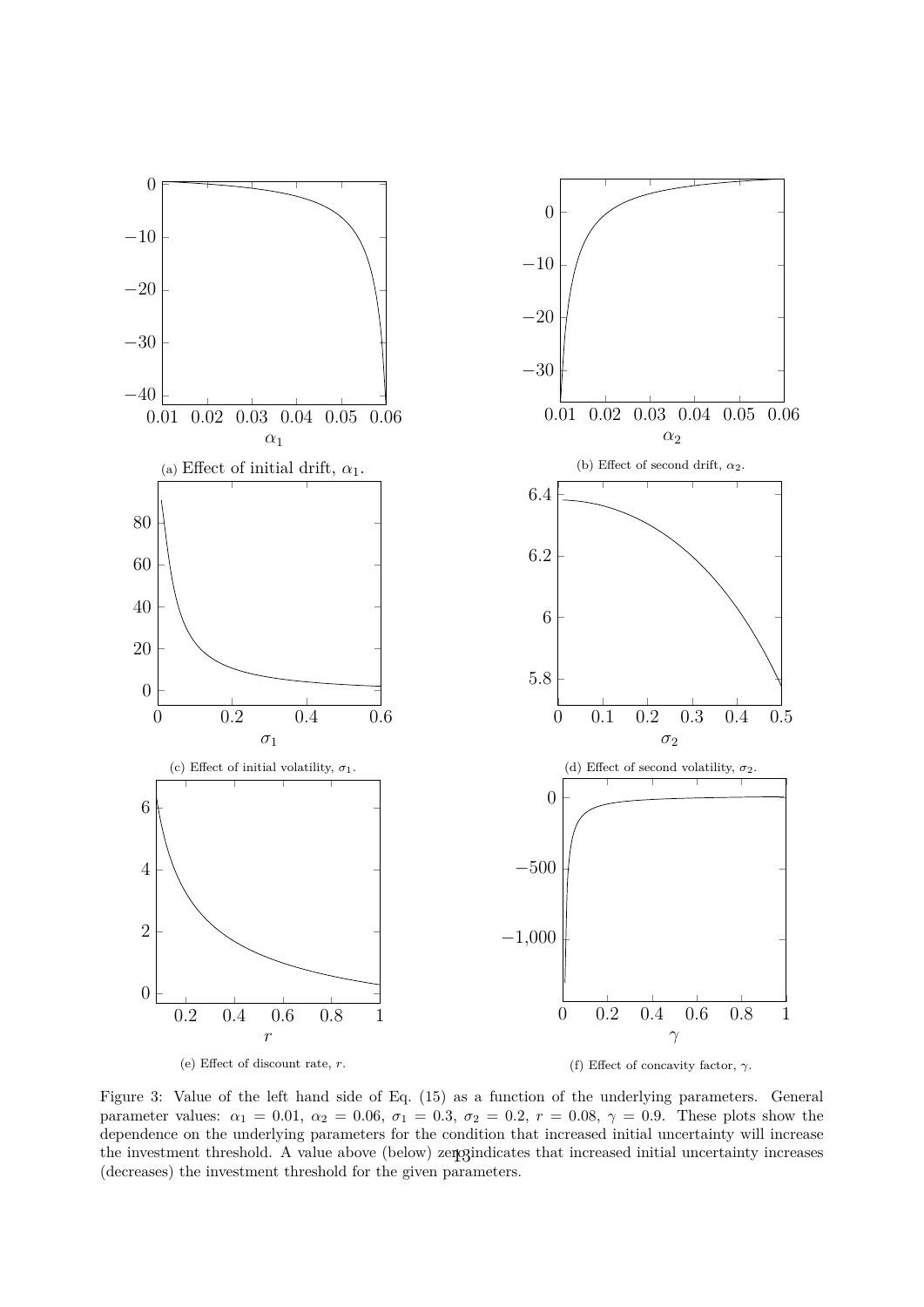(a) Effect of initial drift, $\alpha_1$.

(b) Effect of second drift, $\alpha_2$.

(c) Effect of initial volatility, $\sigma_1$.

(d) Effect of second volatility, $\sigma_2$.

(e) Effect of discount rate, $r$.

(f) Effect of concavity factor, $\gamma$.

Figure 3: Value of the left hand side of Eq. (15) as a function of the underlying parameters. General parameter values: $\alpha_1 = 0.01$, $\alpha_2 = 0.06$, $\sigma_1 = 0.3$, $\sigma_2 = 0.2$, $r = 0.08$, $\gamma = 0.9$. These plots show the dependence on the underlying parameters for the condition that increased initial uncertainty will increase the investment threshold. A value above (below) zero indicates that increased initial uncertainty increases (decreases) the investment threshold for the given parameters.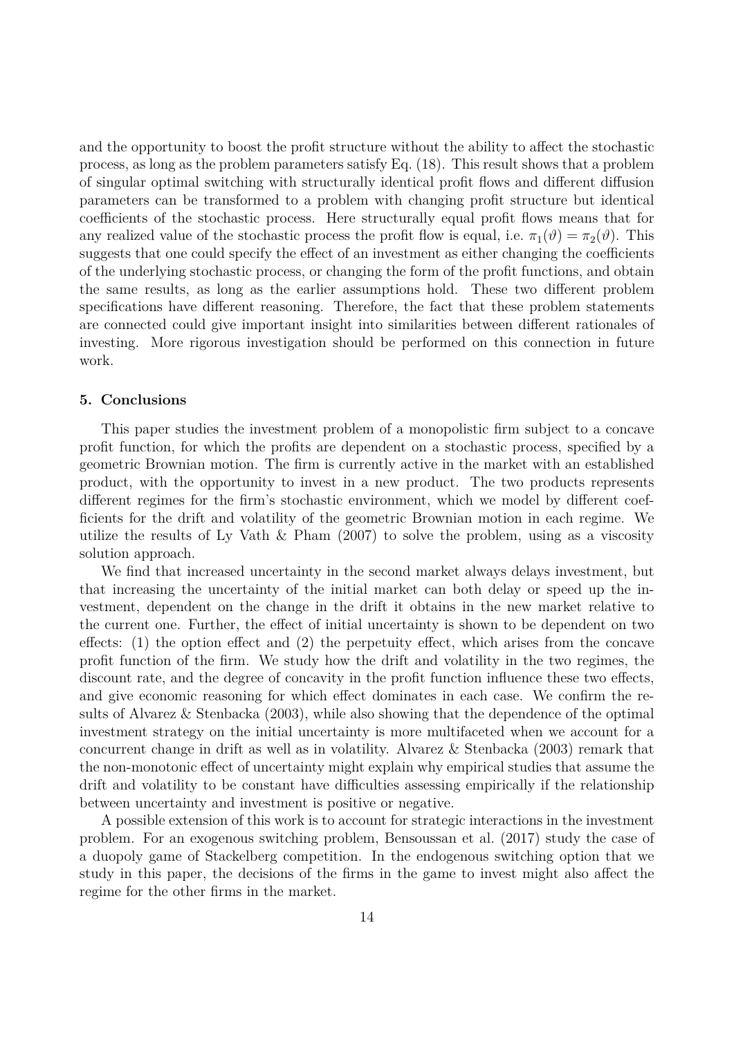and the opportunity to boost the profit structure without the ability to affect the stochastic process, as long as the problem parameters satisfy Eq. (18). This result shows that a problem of singular optimal switching with structurally identical profit flows and different diffusion parameters can be transformed to a problem with changing profit structure but identical coefficients of the stochastic process. Here structurally equal profit flows means that for any realized value of the stochastic process the profit flow is equal, i.e. $\pi_1(\vartheta) = \pi_2(\vartheta)$. This suggests that one could specify the effect of an investment as either changing the coefficients of the underlying stochastic process, or changing the form of the profit functions, and obtain the same results, as long as the earlier assumptions hold. These two different problem specifications have different reasoning. Therefore, the fact that these problem statements are connected could give important insight into similarities between different rationales of investing. More rigorous investigation should be performed on this connection in future work.

## 5. Conclusions

This paper studies the investment problem of a monopolistic firm subject to a concave profit function, for which the profits are dependent on a stochastic process, specified by a geometric Brownian motion. The firm is currently active in the market with an established product, with the opportunity to invest in a new product. The two products represents different regimes for the firm's stochastic environment, which we model by different coefficients for the drift and volatility of the geometric Brownian motion in each regime. We utilize the results of Ly Vath & Pham (2007) to solve the problem, using as a viscosity solution approach.

We find that increased uncertainty in the second market always delays investment, but that increasing the uncertainty of the initial market can both delay or speed up the investment, dependent on the change in the drift it obtains in the new market relative to the current one. Further, the effect of initial uncertainty is shown to be dependent on two effects: (1) the option effect and (2) the perpetuity effect, which arises from the concave profit function of the firm. We study how the drift and volatility in the two regimes, the discount rate, and the degree of concavity in the profit function influence these two effects, and give economic reasoning for which effect dominates in each case. We confirm the results of Alvarez & Stenbacka (2003), while also showing that the dependence of the optimal investment strategy on the initial uncertainty is more multifaceted when we account for a concurrent change in drift as well as in volatility. Alvarez & Stenbacka (2003) remark that the non-monotonic effect of uncertainty might explain why empirical studies that assume the drift and volatility to be constant have difficulties assessing empirically if the relationship between uncertainty and investment is positive or negative.

A possible extension of this work is to account for strategic interactions in the investment problem. For an exogenous switching problem, Bensoussan et al. (2017) study the case of a duopoly game of Stackelberg competition. In the endogenous switching option that we study in this paper, the decisions of the firms in the game to invest might also affect the regime for the other firms in the market.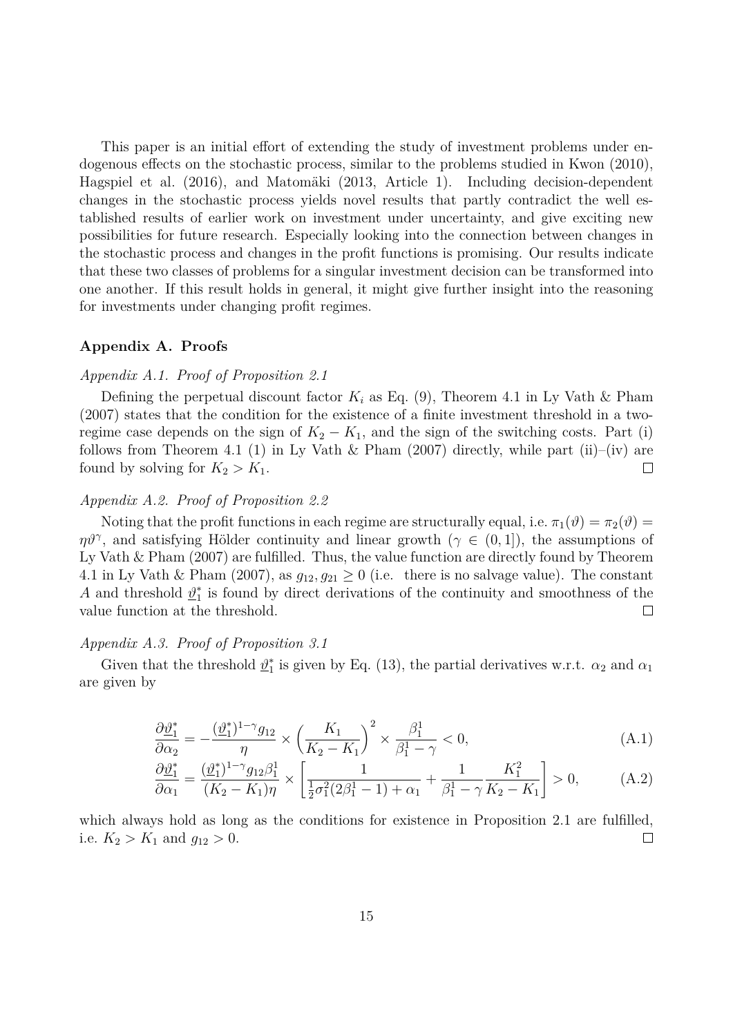This paper is an initial effort of extending the study of investment problems under endogenous effects on the stochastic process, similar to the problems studied in Kwon (2010), Hagspiel et al. (2016), and Matomäki (2013, Article 1). Including decision-dependent changes in the stochastic process yields novel results that partly contradict the well established results of earlier work on investment under uncertainty, and give exciting new possibilities for future research. Especially looking into the connection between changes in the stochastic process and changes in the profit functions is promising. Our results indicate that these two classes of problems for a singular investment decision can be transformed into one another. If this result holds in general, it might give further insight into the reasoning for investments under changing profit regimes.

## Appendix A. Proofs

### *Appendix A.1. Proof of Proposition 2.1*

Defining the perpetual discount factor $K_i$ as Eq. (9), Theorem 4.1 in Ly Vath & Pham (2007) states that the condition for the existence of a finite investment threshold in a two-regime case depends on the sign of $K_2 - K_1$, and the sign of the switching costs. Part (i) follows from Theorem 4.1 (1) in Ly Vath & Pham (2007) directly, while part (ii)–(iv) are found by solving for $K_2 > K_1$. $\square$

### *Appendix A.2. Proof of Proposition 2.2*

Noting that the profit functions in each regime are structurally equal, i.e. $\pi_1(\vartheta) = \pi_2(\vartheta) = \eta\vartheta^\gamma$, and satisfying Hölder continuity and linear growth ($\gamma \in (0, 1]$), the assumptions of Ly Vath & Pham (2007) are fulfilled. Thus, the value function are directly found by Theorem 4.1 in Ly Vath & Pham (2007), as $g_{12}, g_{21} \geq 0$ (i.e. there is no salvage value). The constant $A$ and threshold $\underline{\vartheta}_1^*$ is found by direct derivations of the continuity and smoothness of the value function at the threshold. $\square$

### *Appendix A.3. Proof of Proposition 3.1*

Given that the threshold $\underline{\vartheta}_1^*$ is given by Eq. (13), the partial derivatives w.r.t. $\alpha_2$ and $\alpha_1$ are given by

$$\frac{\partial \underline{\vartheta}_1^*}{\partial \alpha_2} = -\frac{(\underline{\vartheta}_1^*)^{1-\gamma} g_{12}}{\eta} \times \left(\frac{K_1}{K_2 - K_1}\right)^2 \times \frac{\beta_1^1}{\beta_1^1 - \gamma} < 0, \tag{A.1}$$

$$\frac{\partial \underline{\vartheta}_1^*}{\partial \alpha_1} = \frac{(\underline{\vartheta}_1^*)^{1-\gamma} g_{12} \beta_1^1}{(K_2 - K_1)\eta} \times \left[\frac{1}{\frac{1}{2}\sigma_1^2(2\beta_1^1 - 1) + \alpha_1} + \frac{1}{\beta_1^1 - \gamma}\frac{K_1^2}{K_2 - K_1}\right] > 0, \tag{A.2}$$

which always hold as long as the conditions for existence in Proposition 2.1 are fulfilled, i.e. $K_2 > K_1$ and $g_{12} > 0$. $\square$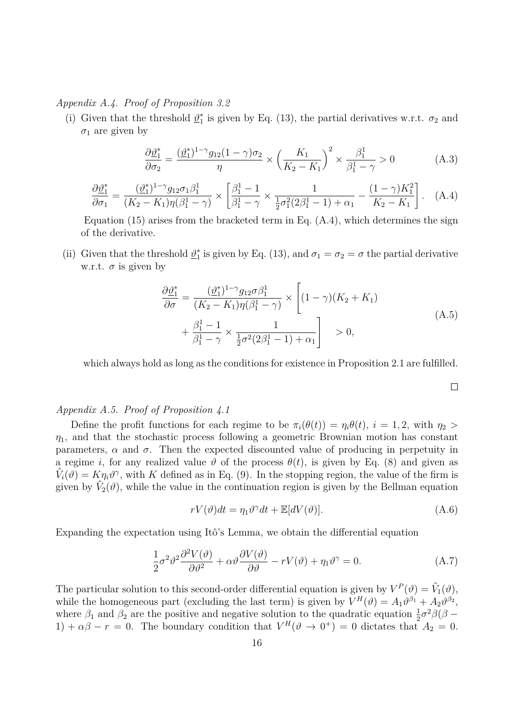*Appendix A.4. Proof of Proposition 3.2*

(i) Given that the threshold $\underline{\vartheta}_1^*$ is given by Eq. (13), the partial derivatives w.r.t. $\sigma_2$ and $\sigma_1$ are given by

$$\frac{\partial \underline{\vartheta}_1^*}{\partial \sigma_2} = \frac{(\underline{\vartheta}_1^*)^{1-\gamma} g_{12}(1-\gamma)\sigma_2}{\eta} \times \left(\frac{K_1}{K_2 - K_1}\right)^2 \times \frac{\beta_1^1}{\beta_1^1 - \gamma} > 0 \tag{A.3}$$

$$\frac{\partial \underline{\vartheta}_1^*}{\partial \sigma_1} = \frac{(\underline{\vartheta}_1^*)^{1-\gamma} g_{12}\sigma_1\beta_1^1}{(K_2 - K_1)\eta(\beta_1^1 - \gamma)} \times \left[\frac{\beta_1^1 - 1}{\beta_1^1 - \gamma} \times \frac{1}{\frac{1}{2}\sigma_1^2(2\beta_1^1 - 1) + \alpha_1} - \frac{(1-\gamma)K_1^2}{K_2 - K_1}\right]. \tag{A.4}$$

Equation (15) arises from the bracketed term in Eq. (A.4), which determines the sign of the derivative.

(ii) Given that the threshold $\underline{\vartheta}_1^*$ is given by Eq. (13), and $\sigma_1 = \sigma_2 = \sigma$ the partial derivative w.r.t. $\sigma$ is given by

$$\begin{aligned}\frac{\partial \underline{\vartheta}_1^*}{\partial \sigma} = \frac{(\underline{\vartheta}_1^*)^{1-\gamma} g_{12}\sigma\beta_1^1}{(K_2 - K_1)\eta(\beta_1^1 - \gamma)} \times \Bigg[&(1-\gamma)(K_2 + K_1) \\ &+ \frac{\beta_1^1 - 1}{\beta_1^1 - \gamma} \times \frac{1}{\frac{1}{2}\sigma^2(2\beta_1^1 - 1) + \alpha_1}\Bigg] \quad > 0,\end{aligned} \tag{A.5}$$

which always hold as long as the conditions for existence in Proposition 2.1 are fulfilled.

□

*Appendix A.5. Proof of Proposition 4.1*

Define the profit functions for each regime to be $\pi_i(\theta(t)) = \eta_i\theta(t)$, $i = 1, 2$, with $\eta_2 > \eta_1$, and that the stochastic process following a geometric Brownian motion has constant parameters, $\alpha$ and $\sigma$. Then the expected discounted value of producing in perpetuity in a regime $i$, for any realized value $\vartheta$ of the process $\theta(t)$, is given by Eq. (8) and given as $\hat{V}_i(\vartheta) = K\eta_i\vartheta^\gamma$, with $K$ defined as in Eq. (9). In the stopping region, the value of the firm is given by $\hat{V}_2(\vartheta)$, while the value in the continuation region is given by the Bellman equation

$$rV(\vartheta)dt = \eta_1\vartheta^\gamma dt + \mathbb{E}[dV(\vartheta)]. \tag{A.6}$$

Expanding the expectation using Itô's Lemma, we obtain the differential equation

$$\frac{1}{2}\sigma^2\vartheta^2\frac{\partial^2 V(\vartheta)}{\partial\vartheta^2} + \alpha\vartheta\frac{\partial V(\vartheta)}{\partial\vartheta} - rV(\vartheta) + \eta_1\vartheta^\gamma = 0. \tag{A.7}$$

The particular solution to this second-order differential equation is given by $V^P(\vartheta) = \hat{V}_1(\vartheta)$, while the homogeneous part (excluding the last term) is given by $V^H(\vartheta) = A_1\vartheta^{\beta_1} + A_2\vartheta^{\beta_2}$, where $\beta_1$ and $\beta_2$ are the positive and negative solution to the quadratic equation $\frac{1}{2}\sigma^2\beta(\beta - 1) + \alpha\beta - r = 0$. The boundary condition that $V^H(\vartheta \to 0^+) = 0$ dictates that $A_2 = 0$.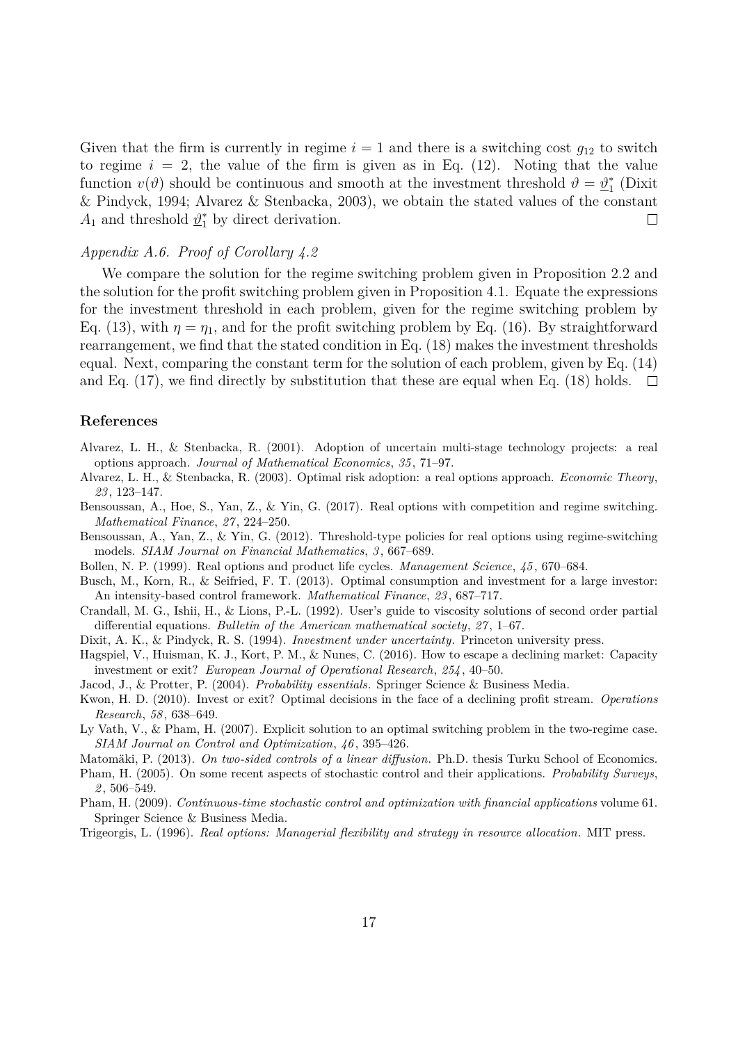Given that the firm is currently in regime $i = 1$ and there is a switching cost $g_{12}$ to switch to regime $i = 2$, the value of the firm is given as in Eq. (12). Noting that the value function $v(\vartheta)$ should be continuous and smooth at the investment threshold $\vartheta = \underline{\vartheta}_1^*$ (Dixit & Pindyck, 1994; Alvarez & Stenbacka, 2003), we obtain the stated values of the constant $A_1$ and threshold $\underline{\vartheta}_1^*$ by direct derivation. □

### *Appendix A.6. Proof of Corollary 4.2*

We compare the solution for the regime switching problem given in Proposition 2.2 and the solution for the profit switching problem given in Proposition 4.1. Equate the expressions for the investment threshold in each problem, given for the regime switching problem by Eq. (13), with $\eta = \eta_1$, and for the profit switching problem by Eq. (16). By straightforward rearrangement, we find that the stated condition in Eq. (18) makes the investment thresholds equal. Next, comparing the constant term for the solution of each problem, given by Eq. (14) and Eq. (17), we find directly by substitution that these are equal when Eq. (18) holds. □

## References

Alvarez, L. H., & Stenbacka, R. (2001). Adoption of uncertain multi-stage technology projects: a real options approach. *Journal of Mathematical Economics*, *35*, 71–97.

Alvarez, L. H., & Stenbacka, R. (2003). Optimal risk adoption: a real options approach. *Economic Theory*, *23*, 123–147.

Bensoussan, A., Hoe, S., Yan, Z., & Yin, G. (2017). Real options with competition and regime switching. *Mathematical Finance*, *27*, 224–250.

Bensoussan, A., Yan, Z., & Yin, G. (2012). Threshold-type policies for real options using regime-switching models. *SIAM Journal on Financial Mathematics*, *3*, 667–689.

Bollen, N. P. (1999). Real options and product life cycles. *Management Science*, *45*, 670–684.

Busch, M., Korn, R., & Seifried, F. T. (2013). Optimal consumption and investment for a large investor: An intensity-based control framework. *Mathematical Finance*, *23*, 687–717.

Crandall, M. G., Ishii, H., & Lions, P.-L. (1992). User's guide to viscosity solutions of second order partial differential equations. *Bulletin of the American mathematical society*, *27*, 1–67.

Dixit, A. K., & Pindyck, R. S. (1994). *Investment under uncertainty*. Princeton university press.

Hagspiel, V., Huisman, K. J., Kort, P. M., & Nunes, C. (2016). How to escape a declining market: Capacity investment or exit? *European Journal of Operational Research*, *254*, 40–50.

Jacod, J., & Protter, P. (2004). *Probability essentials*. Springer Science & Business Media.

Kwon, H. D. (2010). Invest or exit? Optimal decisions in the face of a declining profit stream. *Operations Research*, *58*, 638–649.

Ly Vath, V., & Pham, H. (2007). Explicit solution to an optimal switching problem in the two-regime case. *SIAM Journal on Control and Optimization*, *46*, 395–426.

Matomäki, P. (2013). *On two-sided controls of a linear diffusion*. Ph.D. thesis Turku School of Economics.

Pham, H. (2005). On some recent aspects of stochastic control and their applications. *Probability Surveys*, *2*, 506–549.

Pham, H. (2009). *Continuous-time stochastic control and optimization with financial applications* volume 61. Springer Science & Business Media.

Trigeorgis, L. (1996). *Real options: Managerial flexibility and strategy in resource allocation*. MIT press.